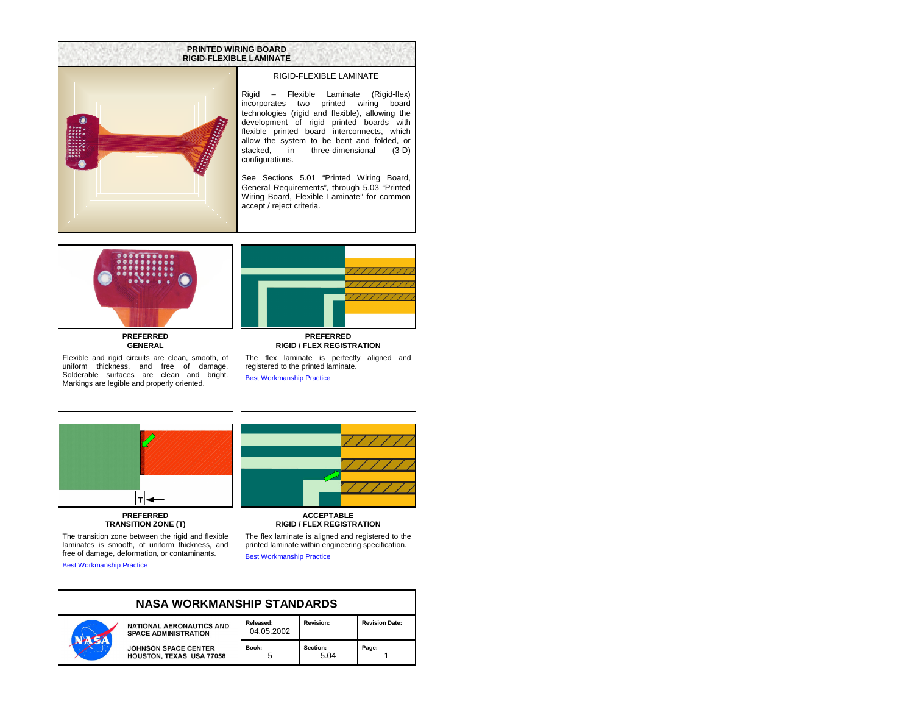# PRINTED WIRING BOARD
# RIGID-FLEXIBLE LAMINATE

## RIGID-FLEXIBLE LAMINATE

Rigid – Flexible Laminate (Rigid-flex) incorporates two printed wiring board technologies (rigid and flexible), allowing the development of rigid printed boards with flexible printed board interconnects, which allow the system to be bent and folded, or stacked, in three-dimensional (3-D) configurations.

See Sections 5.01 “Printed Wiring Board, General Requirements”, through 5.03 “Printed Wiring Board, Flexible Laminate” for common accept / reject criteria.

### PREFERRED
### GENERAL

Flexible and rigid circuits are clean, smooth, of uniform thickness, and free of damage. Solderable surfaces are clean and bright. Markings are legible and properly oriented.

### PREFERRED
### RIGID / FLEX REGISTRATION

The flex laminate is perfectly aligned and registered to the printed laminate.

Best Workmanship Practice

### PREFERRED
### TRANSITION ZONE (T)

T

The transition zone between the rigid and flexible laminates is smooth, of uniform thickness, and free of damage, deformation, or contaminants.

Best Workmanship Practice

### ACCEPTABLE
### RIGID / FLEX REGISTRATION

The flex laminate is aligned and registered to the printed laminate within engineering specification.

Best Workmanship Practice

## NASA WORKMANSHIP STANDARDS

| NATIONAL AERONAUTICS AND SPACE ADMINISTRATION | Released: 04.05.2002 | Revision: | Revision Date: |
|---|---|---|---|
| JOHNSON SPACE CENTER HOUSTON, TEXAS USA 77058 | Book: 5 | Section: 5.04 | Page: 1 |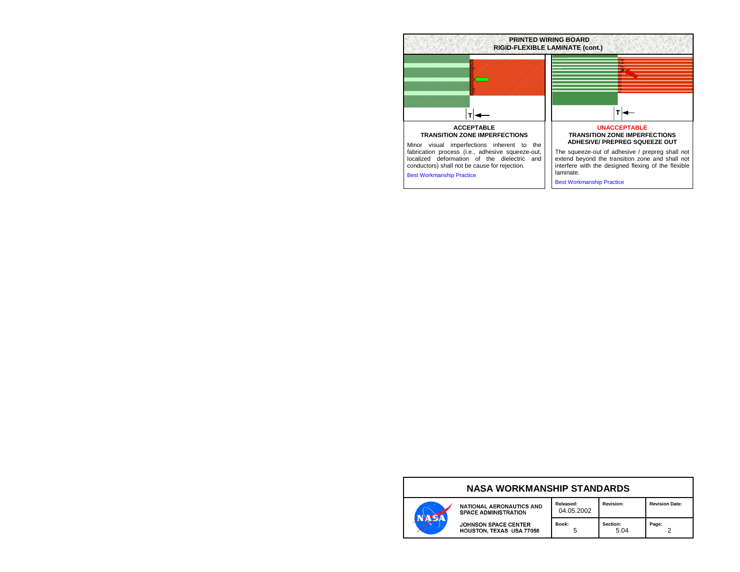## PRINTED WIRING BOARD
## RIGID-FLEXIBLE LAMINATE (cont.)

T

T

### ACCEPTABLE
### TRANSITION ZONE IMPERFECTIONS

Minor visual imperfections inherent to the fabrication process (i.e., adhesive squeeze-out, localized deformation of the dielectric and conductors) shall not be cause for rejection.

Best Workmanship Practice

### UNACCEPTABLE
### TRANSITION ZONE IMPERFECTIONS
### ADHESIVE/ PREPREG SQUEEZE OUT

The squeeze-out of adhesive / prepreg shall not extend beyond the transition zone and shall not interfere with the designed flexing of the flexible laminate.

Best Workmanship Practice

## NASA WORKMANSHIP STANDARDS

| | | | |
|---|---|---|---|
| NATIONAL AERONAUTICS AND SPACE ADMINISTRATION | Released: 04.05.2002 | Revision: | Revision Date: |
| JOHNSON SPACE CENTER HOUSTON, TEXAS USA 77058 | Book: 5 | Section: 5.04 | Page: 2 |